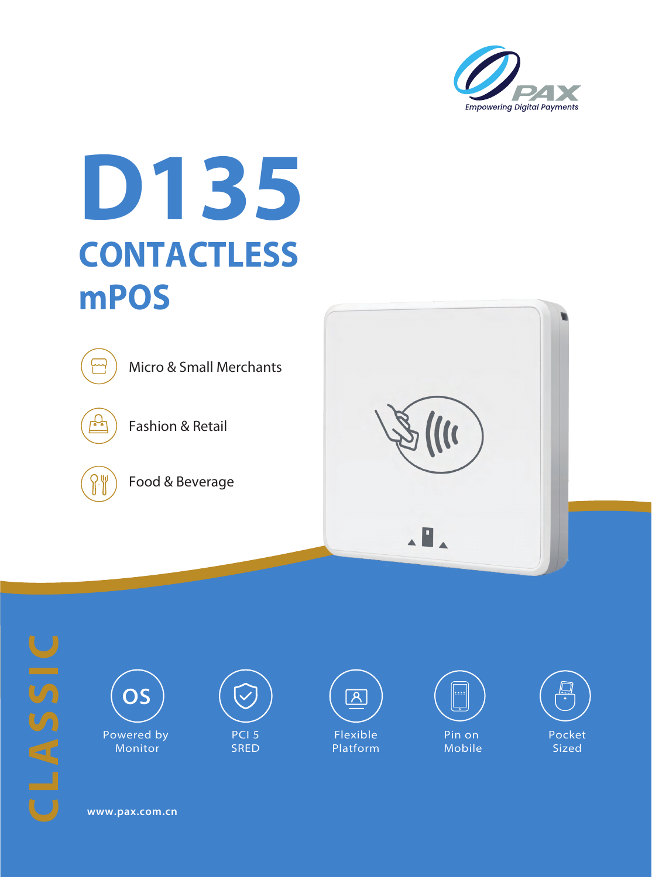PAX

*Empowering Digital Payments*

# D135

## CONTACTLESS mPOS

- Micro & Small Merchants
- Fashion & Retail
- Food & Beverage

CLASSIC

- OS Powered by Monitor
- PCI 5 SRED
- Flexible Platform
- Pin on Mobile
- Pocket Sized

www.pax.com.cn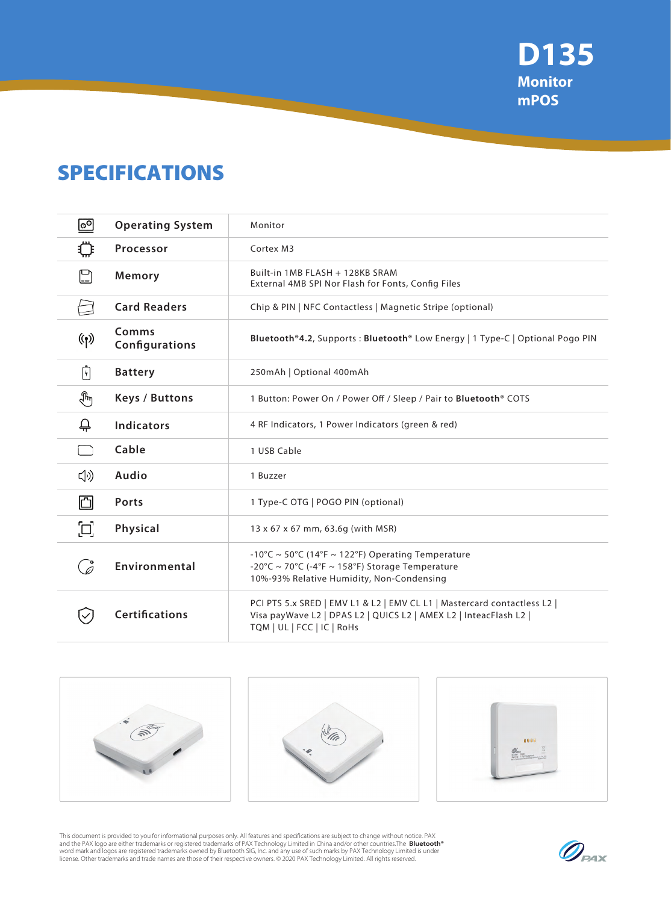# D135

## Monitor mPOS

## SPECIFICATIONS

| | |
|---|---|
| Operating System | Monitor |
| Processor | Cortex M3 |
| Memory | Built-in 1MB FLASH + 128KB SRAM<br>External 4MB SPI Nor Flash for Fonts, Config Files |
| Card Readers | Chip & PIN \| NFC Contactless \| Magnetic Stripe (optional) |
| Comms Configurations | **Bluetooth®4.2**, Supports : **Bluetooth®** Low Energy \| 1 Type-C \| Optional Pogo PIN |
| Battery | 250mAh \| Optional 400mAh |
| Keys / Buttons | 1 Button: Power On / Power Off / Sleep / Pair to **Bluetooth®** COTS |
| Indicators | 4 RF Indicators, 1 Power Indicators (green & red) |
| Cable | 1 USB Cable |
| Audio | 1 Buzzer |
| Ports | 1 Type-C OTG \| POGO PIN (optional) |
| Physical | 13 x 67 x 67 mm, 63.6g (with MSR) |
| Environmental | -10°C ~ 50°C (14°F ~ 122°F) Operating Temperature<br>-20°C ~ 70°C (-4°F ~ 158°F) Storage Temperature<br>10%-93% Relative Humidity, Non-Condensing |
| Certifications | PCI PTS 5.x SRED \| EMV L1 & L2 \| EMV CL L1 \| Mastercard contactless L2 \| Visa payWave L2 \| DPAS L2 \| QUICS L2 \| AMEX L2 \| InteacFlash L2 \| TQM \| UL \| FCC \| IC \| RoHs |

This document is provided to you for informational purposes only. All features and specifications are subject to change without notice. PAX and the PAX logo are either trademarks or registered trademarks of PAX Technology Limited in China and/or other countries.The **Bluetooth®** word mark and logos are registered trademarks owned by Bluetooth SIG, Inc. and any use of such marks by PAX Technology Limited is under license. Other trademarks and trade names are those of their respective owners. © 2020 PAX Technology Limited. All rights reserved.